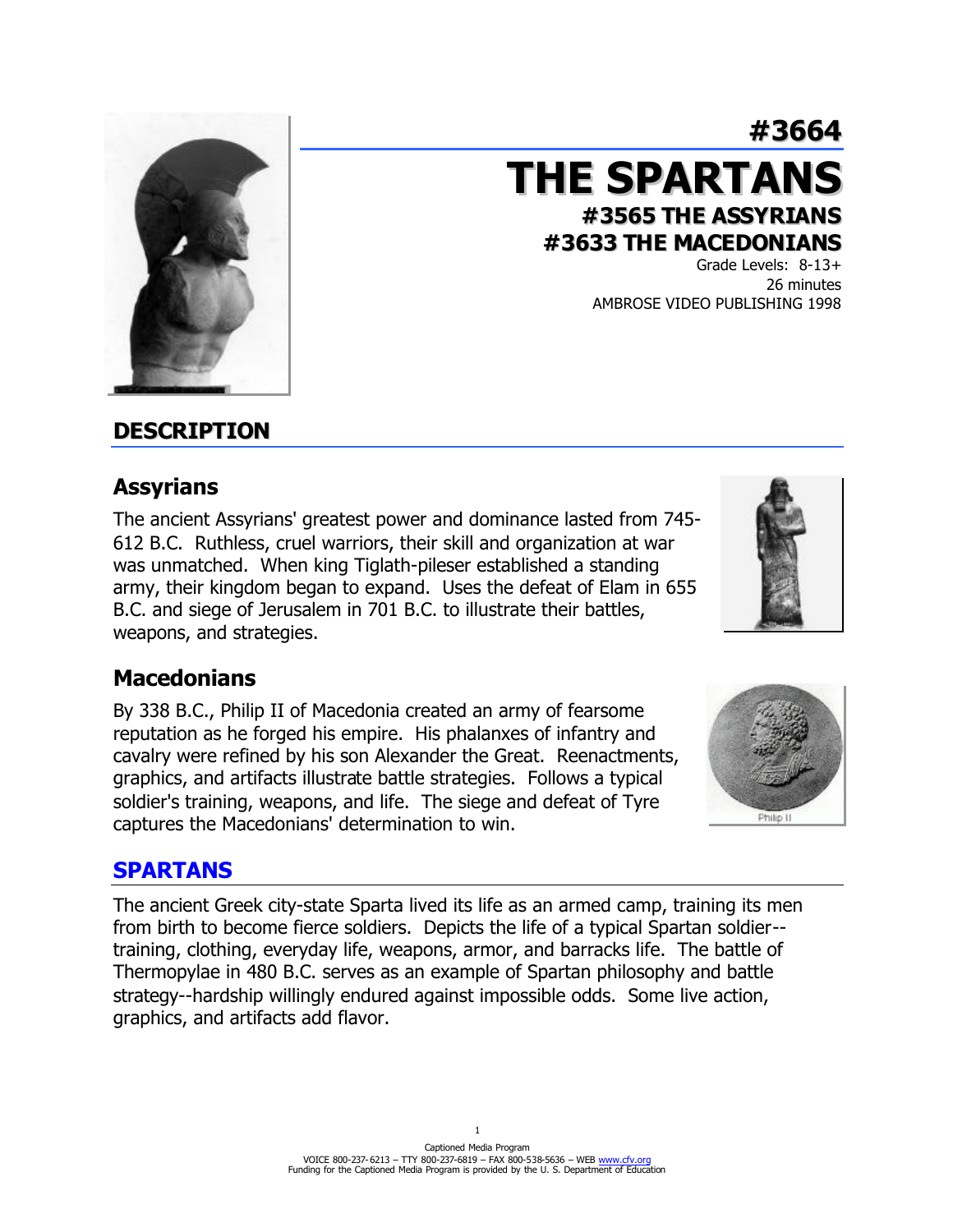# #3664

# THE SPARTANS

### #3565 THE ASSYRIANS

### #3633 THE MACEDONIANS

Grade Levels: 8-13+
26 minutes
AMBROSE VIDEO PUBLISHING 1998

## DESCRIPTION

### Assyrians

The ancient Assyrians' greatest power and dominance lasted from 745-612 B.C. Ruthless, cruel warriors, their skill and organization at war was unmatched. When king Tiglath-pileser established a standing army, their kingdom began to expand. Uses the defeat of Elam in 655 B.C. and siege of Jerusalem in 701 B.C. to illustrate their battles, weapons, and strategies.

### Macedonians

By 338 B.C., Philip II of Macedonia created an army of fearsome reputation as he forged his empire. His phalanxes of infantry and cavalry were refined by his son Alexander the Great. Reenactments, graphics, and artifacts illustrate battle strategies. Follows a typical soldier's training, weapons, and life. The siege and defeat of Tyre captures the Macedonians' determination to win.

Philip II

## SPARTANS

The ancient Greek city-state Sparta lived its life as an armed camp, training its men from birth to become fierce soldiers. Depicts the life of a typical Spartan soldier--training, clothing, everyday life, weapons, armor, and barracks life. The battle of Thermopylae in 480 B.C. serves as an example of Spartan philosophy and battle strategy--hardship willingly endured against impossible odds. Some live action, graphics, and artifacts add flavor.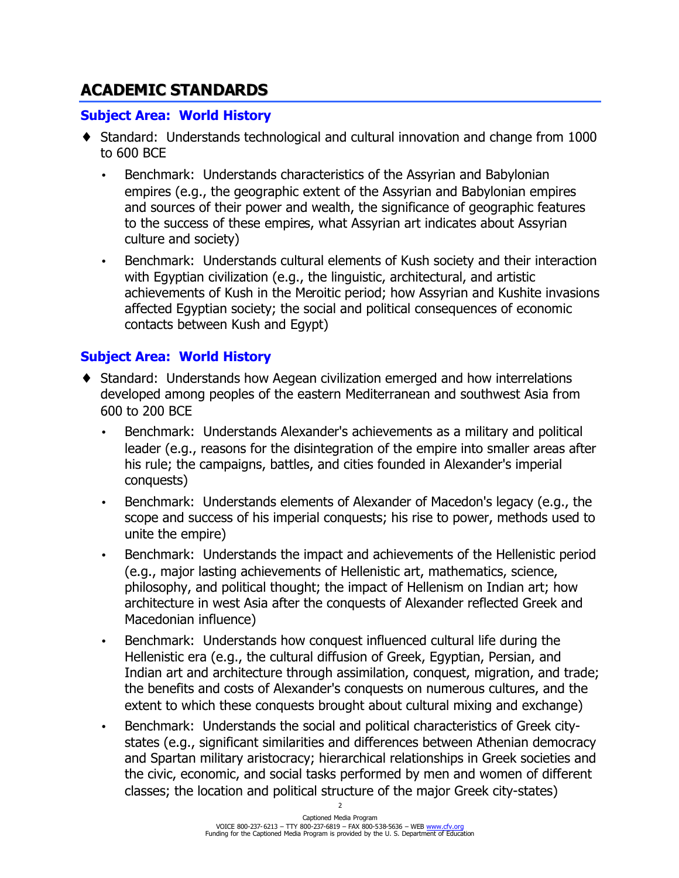## ACADEMIC STANDARDS

### Subject Area: World History

- Standard: Understands technological and cultural innovation and change from 1000 to 600 BCE
  - Benchmark: Understands characteristics of the Assyrian and Babylonian empires (e.g., the geographic extent of the Assyrian and Babylonian empires and sources of their power and wealth, the significance of geographic features to the success of these empires, what Assyrian art indicates about Assyrian culture and society)
  - Benchmark: Understands cultural elements of Kush society and their interaction with Egyptian civilization (e.g., the linguistic, architectural, and artistic achievements of Kush in the Meroitic period; how Assyrian and Kushite invasions affected Egyptian society; the social and political consequences of economic contacts between Kush and Egypt)

### Subject Area: World History

- Standard: Understands how Aegean civilization emerged and how interrelations developed among peoples of the eastern Mediterranean and southwest Asia from 600 to 200 BCE
  - Benchmark: Understands Alexander's achievements as a military and political leader (e.g., reasons for the disintegration of the empire into smaller areas after his rule; the campaigns, battles, and cities founded in Alexander's imperial conquests)
  - Benchmark: Understands elements of Alexander of Macedon's legacy (e.g., the scope and success of his imperial conquests; his rise to power, methods used to unite the empire)
  - Benchmark: Understands the impact and achievements of the Hellenistic period (e.g., major lasting achievements of Hellenistic art, mathematics, science, philosophy, and political thought; the impact of Hellenism on Indian art; how architecture in west Asia after the conquests of Alexander reflected Greek and Macedonian influence)
  - Benchmark: Understands how conquest influenced cultural life during the Hellenistic era (e.g., the cultural diffusion of Greek, Egyptian, Persian, and Indian art and architecture through assimilation, conquest, migration, and trade; the benefits and costs of Alexander's conquests on numerous cultures, and the extent to which these conquests brought about cultural mixing and exchange)
  - Benchmark: Understands the social and political characteristics of Greek city-states (e.g., significant similarities and differences between Athenian democracy and Spartan military aristocracy; hierarchical relationships in Greek societies and the civic, economic, and social tasks performed by men and women of different classes; the location and political structure of the major Greek city-states)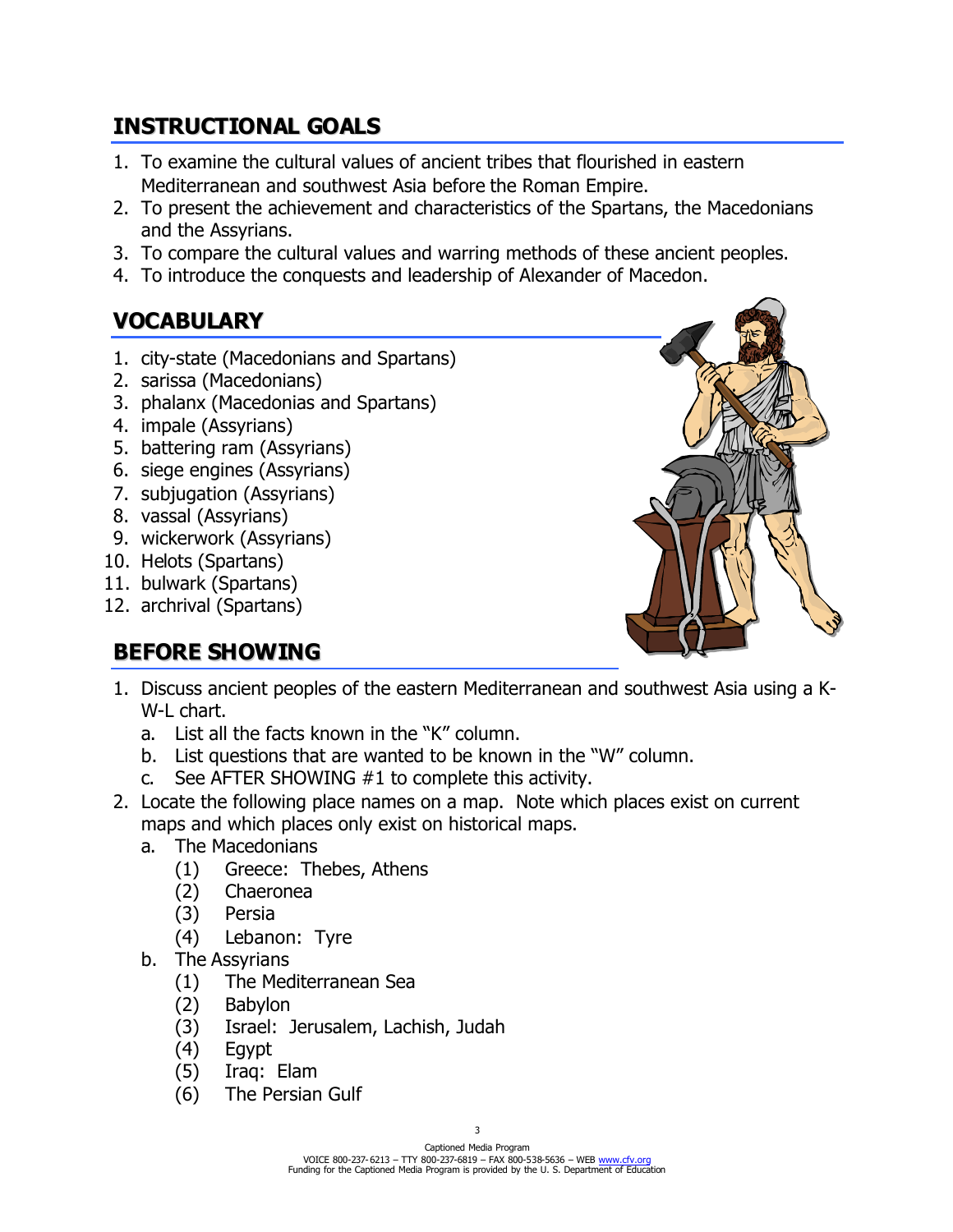## INSTRUCTIONAL GOALS

1. To examine the cultural values of ancient tribes that flourished in eastern Mediterranean and southwest Asia before the Roman Empire.
2. To present the achievement and characteristics of the Spartans, the Macedonians and the Assyrians.
3. To compare the cultural values and warring methods of these ancient peoples.
4. To introduce the conquests and leadership of Alexander of Macedon.

## VOCABULARY

1. city-state (Macedonians and Spartans)
2. sarissa (Macedonians)
3. phalanx (Macedonias and Spartans)
4. impale (Assyrians)
5. battering ram (Assyrians)
6. siege engines (Assyrians)
7. subjugation (Assyrians)
8. vassal (Assyrians)
9. wickerwork (Assyrians)
10. Helots (Spartans)
11. bulwark (Spartans)
12. archrival (Spartans)

## BEFORE SHOWING

1. Discuss ancient peoples of the eastern Mediterranean and southwest Asia using a K-W-L chart.
   a. List all the facts known in the "K" column.
   b. List questions that are wanted to be known in the "W" column.
   c. See AFTER SHOWING #1 to complete this activity.
2. Locate the following place names on a map. Note which places exist on current maps and which places only exist on historical maps.
   a. The Macedonians
      (1) Greece: Thebes, Athens
      (2) Chaeronea
      (3) Persia
      (4) Lebanon: Tyre
   b. The Assyrians
      (1) The Mediterranean Sea
      (2) Babylon
      (3) Israel: Jerusalem, Lachish, Judah
      (4) Egypt
      (5) Iraq: Elam
      (6) The Persian Gulf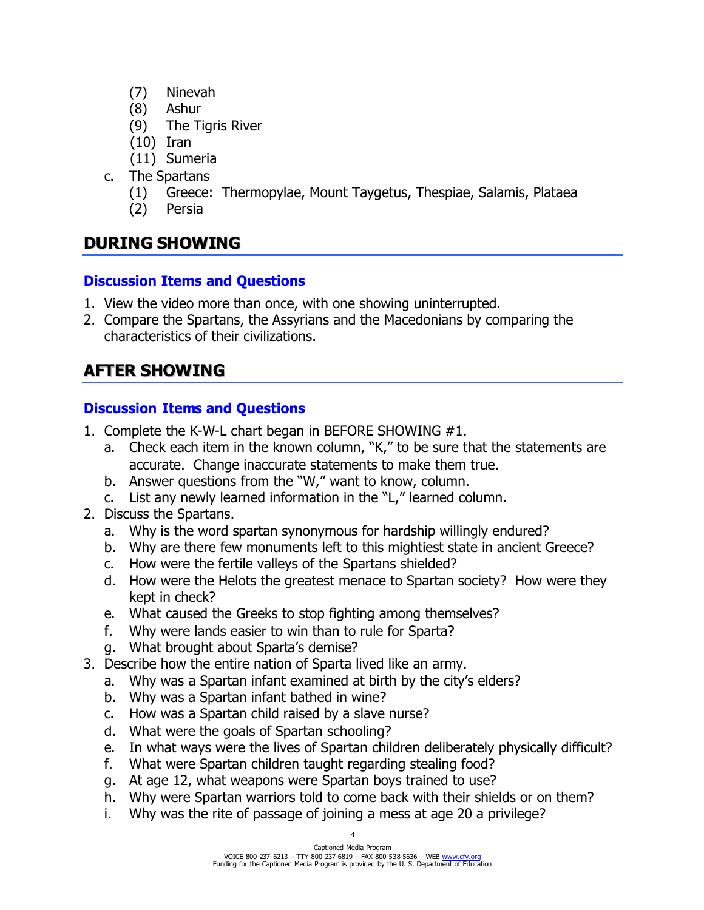(7) Ninevah
(8) Ashur
(9) The Tigris River
(10) Iran
(11) Sumeria

c. The Spartans
   (1) Greece: Thermopylae, Mount Taygetus, Thespiae, Salamis, Plataea
   (2) Persia

## DURING SHOWING

### Discussion Items and Questions

1. View the video more than once, with one showing uninterrupted.
2. Compare the Spartans, the Assyrians and the Macedonians by comparing the characteristics of their civilizations.

## AFTER SHOWING

### Discussion Items and Questions

1. Complete the K-W-L chart began in BEFORE SHOWING #1.
   a. Check each item in the known column, "K," to be sure that the statements are accurate. Change inaccurate statements to make them true.
   b. Answer questions from the "W," want to know, column.
   c. List any newly learned information in the "L," learned column.
2. Discuss the Spartans.
   a. Why is the word spartan synonymous for hardship willingly endured?
   b. Why are there few monuments left to this mightiest state in ancient Greece?
   c. How were the fertile valleys of the Spartans shielded?
   d. How were the Helots the greatest menace to Spartan society? How were they kept in check?
   e. What caused the Greeks to stop fighting among themselves?
   f. Why were lands easier to win than to rule for Sparta?
   g. What brought about Sparta's demise?
3. Describe how the entire nation of Sparta lived like an army.
   a. Why was a Spartan infant examined at birth by the city's elders?
   b. Why was a Spartan infant bathed in wine?
   c. How was a Spartan child raised by a slave nurse?
   d. What were the goals of Spartan schooling?
   e. In what ways were the lives of Spartan children deliberately physically difficult?
   f. What were Spartan children taught regarding stealing food?
   g. At age 12, what weapons were Spartan boys trained to use?
   h. Why were Spartan warriors told to come back with their shields or on them?
   i. Why was the rite of passage of joining a mess at age 20 a privilege?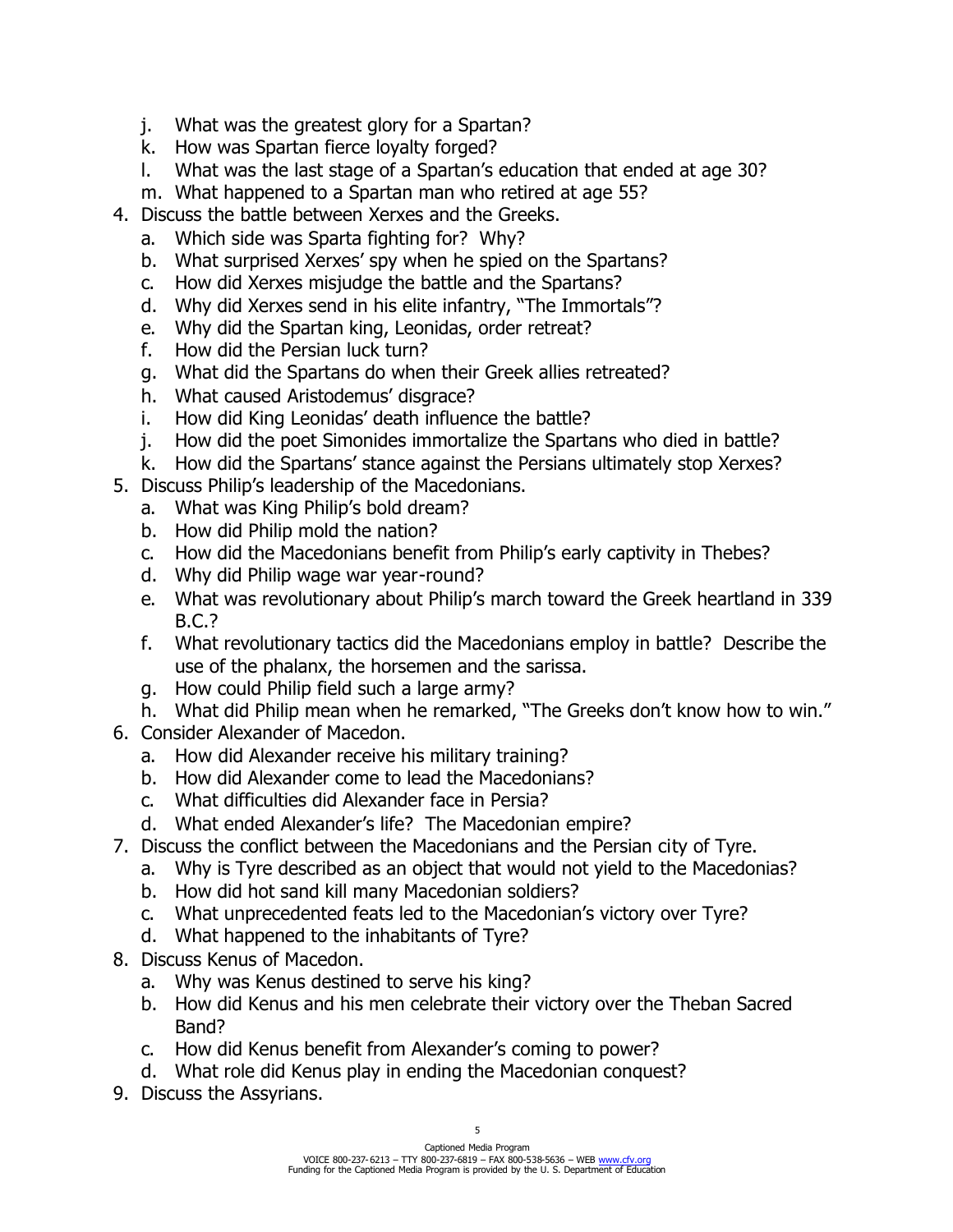j. What was the greatest glory for a Spartan?
   k. How was Spartan fierce loyalty forged?
   l. What was the last stage of a Spartan's education that ended at age 30?
   m. What happened to a Spartan man who retired at age 55?
4. Discuss the battle between Xerxes and the Greeks.
   a. Which side was Sparta fighting for? Why?
   b. What surprised Xerxes' spy when he spied on the Spartans?
   c. How did Xerxes misjudge the battle and the Spartans?
   d. Why did Xerxes send in his elite infantry, "The Immortals"?
   e. Why did the Spartan king, Leonidas, order retreat?
   f. How did the Persian luck turn?
   g. What did the Spartans do when their Greek allies retreated?
   h. What caused Aristodemus' disgrace?
   i. How did King Leonidas' death influence the battle?
   j. How did the poet Simonides immortalize the Spartans who died in battle?
   k. How did the Spartans' stance against the Persians ultimately stop Xerxes?
5. Discuss Philip's leadership of the Macedonians.
   a. What was King Philip's bold dream?
   b. How did Philip mold the nation?
   c. How did the Macedonians benefit from Philip's early captivity in Thebes?
   d. Why did Philip wage war year-round?
   e. What was revolutionary about Philip's march toward the Greek heartland in 339 B.C.?
   f. What revolutionary tactics did the Macedonians employ in battle? Describe the use of the phalanx, the horsemen and the sarissa.
   g. How could Philip field such a large army?
   h. What did Philip mean when he remarked, "The Greeks don't know how to win."
6. Consider Alexander of Macedon.
   a. How did Alexander receive his military training?
   b. How did Alexander come to lead the Macedonians?
   c. What difficulties did Alexander face in Persia?
   d. What ended Alexander's life? The Macedonian empire?
7. Discuss the conflict between the Macedonians and the Persian city of Tyre.
   a. Why is Tyre described as an object that would not yield to the Macedonias?
   b. How did hot sand kill many Macedonian soldiers?
   c. What unprecedented feats led to the Macedonian's victory over Tyre?
   d. What happened to the inhabitants of Tyre?
8. Discuss Kenus of Macedon.
   a. Why was Kenus destined to serve his king?
   b. How did Kenus and his men celebrate their victory over the Theban Sacred Band?
   c. How did Kenus benefit from Alexander's coming to power?
   d. What role did Kenus play in ending the Macedonian conquest?
9. Discuss the Assyrians.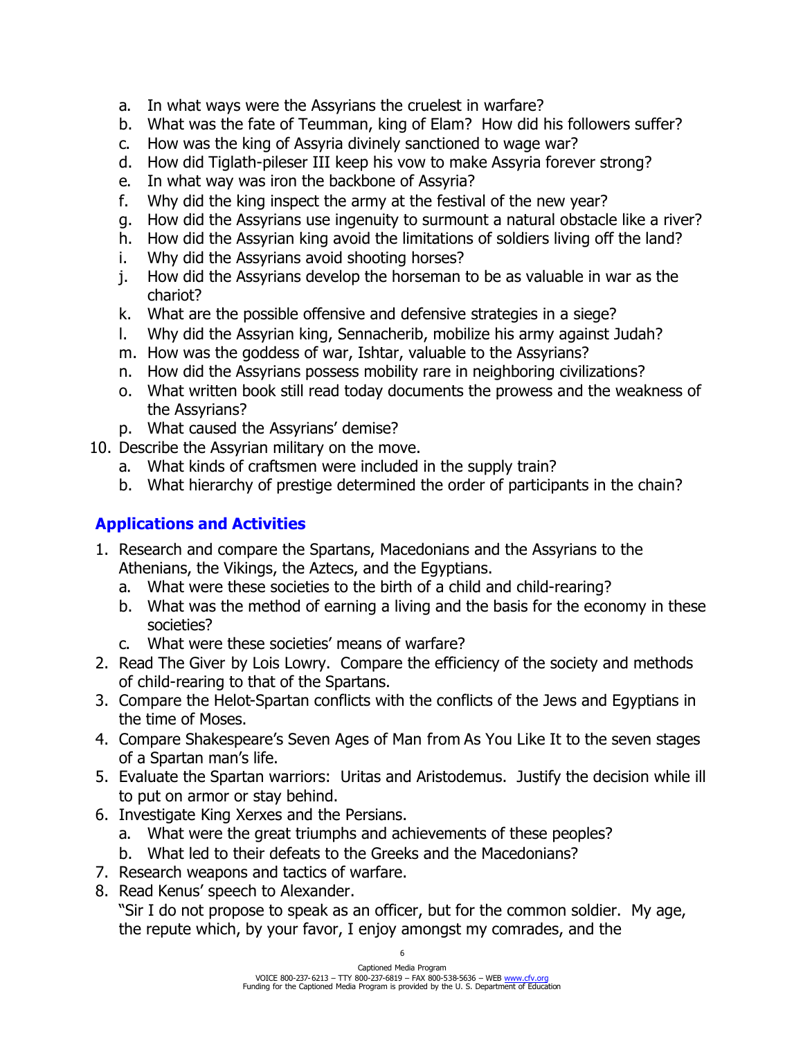a. In what ways were the Assyrians the cruelest in warfare?
   b. What was the fate of Teumman, king of Elam? How did his followers suffer?
   c. How was the king of Assyria divinely sanctioned to wage war?
   d. How did Tiglath-pileser III keep his vow to make Assyria forever strong?
   e. In what way was iron the backbone of Assyria?
   f. Why did the king inspect the army at the festival of the new year?
   g. How did the Assyrians use ingenuity to surmount a natural obstacle like a river?
   h. How did the Assyrian king avoid the limitations of soldiers living off the land?
   i. Why did the Assyrians avoid shooting horses?
   j. How did the Assyrians develop the horseman to be as valuable in war as the chariot?
   k. What are the possible offensive and defensive strategies in a siege?
   l. Why did the Assyrian king, Sennacherib, mobilize his army against Judah?
   m. How was the goddess of war, Ishtar, valuable to the Assyrians?
   n. How did the Assyrians possess mobility rare in neighboring civilizations?
   o. What written book still read today documents the prowess and the weakness of the Assyrians?
   p. What caused the Assyrians' demise?
10. Describe the Assyrian military on the move.
    a. What kinds of craftsmen were included in the supply train?
    b. What hierarchy of prestige determined the order of participants in the chain?

## Applications and Activities

1. Research and compare the Spartans, Macedonians and the Assyrians to the Athenians, the Vikings, the Aztecs, and the Egyptians.
   a. What were these societies to the birth of a child and child-rearing?
   b. What was the method of earning a living and the basis for the economy in these societies?
   c. What were these societies' means of warfare?
2. Read The Giver by Lois Lowry. Compare the efficiency of the society and methods of child-rearing to that of the Spartans.
3. Compare the Helot-Spartan conflicts with the conflicts of the Jews and Egyptians in the time of Moses.
4. Compare Shakespeare's Seven Ages of Man from As You Like It to the seven stages of a Spartan man's life.
5. Evaluate the Spartan warriors: Uritas and Aristodemus. Justify the decision while ill to put on armor or stay behind.
6. Investigate King Xerxes and the Persians.
   a. What were the great triumphs and achievements of these peoples?
   b. What led to their defeats to the Greeks and the Macedonians?
7. Research weapons and tactics of warfare.
8. Read Kenus' speech to Alexander.
   "Sir I do not propose to speak as an officer, but for the common soldier. My age, the repute which, by your favor, I enjoy amongst my comrades, and the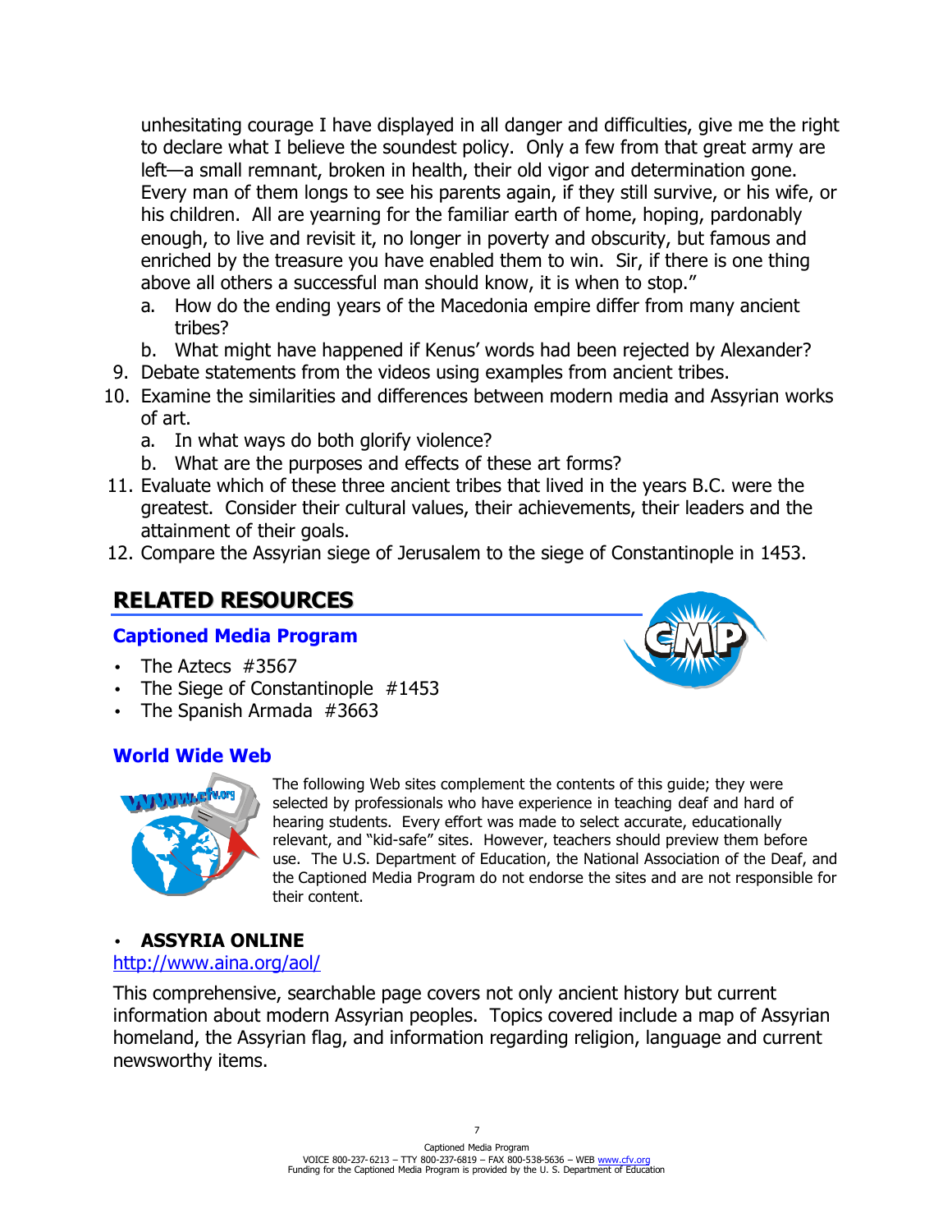unhesitating courage I have displayed in all danger and difficulties, give me the right to declare what I believe the soundest policy. Only a few from that great army are left—a small remnant, broken in health, their old vigor and determination gone. Every man of them longs to see his parents again, if they still survive, or his wife, or his children. All are yearning for the familiar earth of home, hoping, pardonably enough, to live and revisit it, no longer in poverty and obscurity, but famous and enriched by the treasure you have enabled them to win. Sir, if there is one thing above all others a successful man should know, it is when to stop."

   a. How do the ending years of the Macedonia empire differ from many ancient tribes?
   b. What might have happened if Kenus' words had been rejected by Alexander?

9. Debate statements from the videos using examples from ancient tribes.
10. Examine the similarities and differences between modern media and Assyrian works of art.
    a. In what ways do both glorify violence?
    b. What are the purposes and effects of these art forms?
11. Evaluate which of these three ancient tribes that lived in the years B.C. were the greatest. Consider their cultural values, their achievements, their leaders and the attainment of their goals.
12. Compare the Assyrian siege of Jerusalem to the siege of Constantinople in 1453.

## RELATED RESOURCES

### Captioned Media Program

- The Aztecs #3567
- The Siege of Constantinople #1453
- The Spanish Armada #3663

### World Wide Web

The following Web sites complement the contents of this guide; they were selected by professionals who have experience in teaching deaf and hard of hearing students. Every effort was made to select accurate, educationally relevant, and "kid-safe" sites. However, teachers should preview them before use. The U.S. Department of Education, the National Association of the Deaf, and the Captioned Media Program do not endorse the sites and are not responsible for their content.

- **ASSYRIA ONLINE**

http://www.aina.org/aol/

This comprehensive, searchable page covers not only ancient history but current information about modern Assyrian peoples. Topics covered include a map of Assyrian homeland, the Assyrian flag, and information regarding religion, language and current newsworthy items.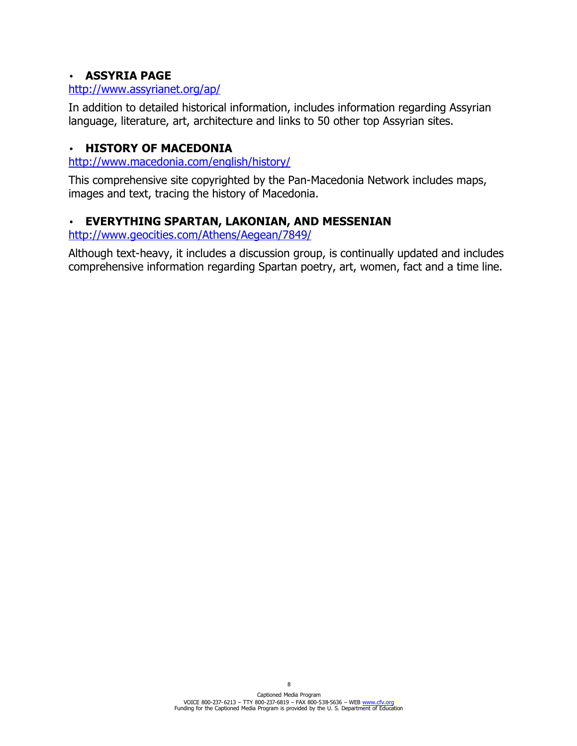- **ASSYRIA PAGE**

  http://www.assyrianet.org/ap/

  In addition to detailed historical information, includes information regarding Assyrian language, literature, art, architecture and links to 50 other top Assyrian sites.

- **HISTORY OF MACEDONIA**

  http://www.macedonia.com/english/history/

  This comprehensive site copyrighted by the Pan-Macedonia Network includes maps, images and text, tracing the history of Macedonia.

- **EVERYTHING SPARTAN, LAKONIAN, AND MESSENIAN**

  http://www.geocities.com/Athens/Aegean/7849/

  Although text-heavy, it includes a discussion group, is continually updated and includes comprehensive information regarding Spartan poetry, art, women, fact and a time line.